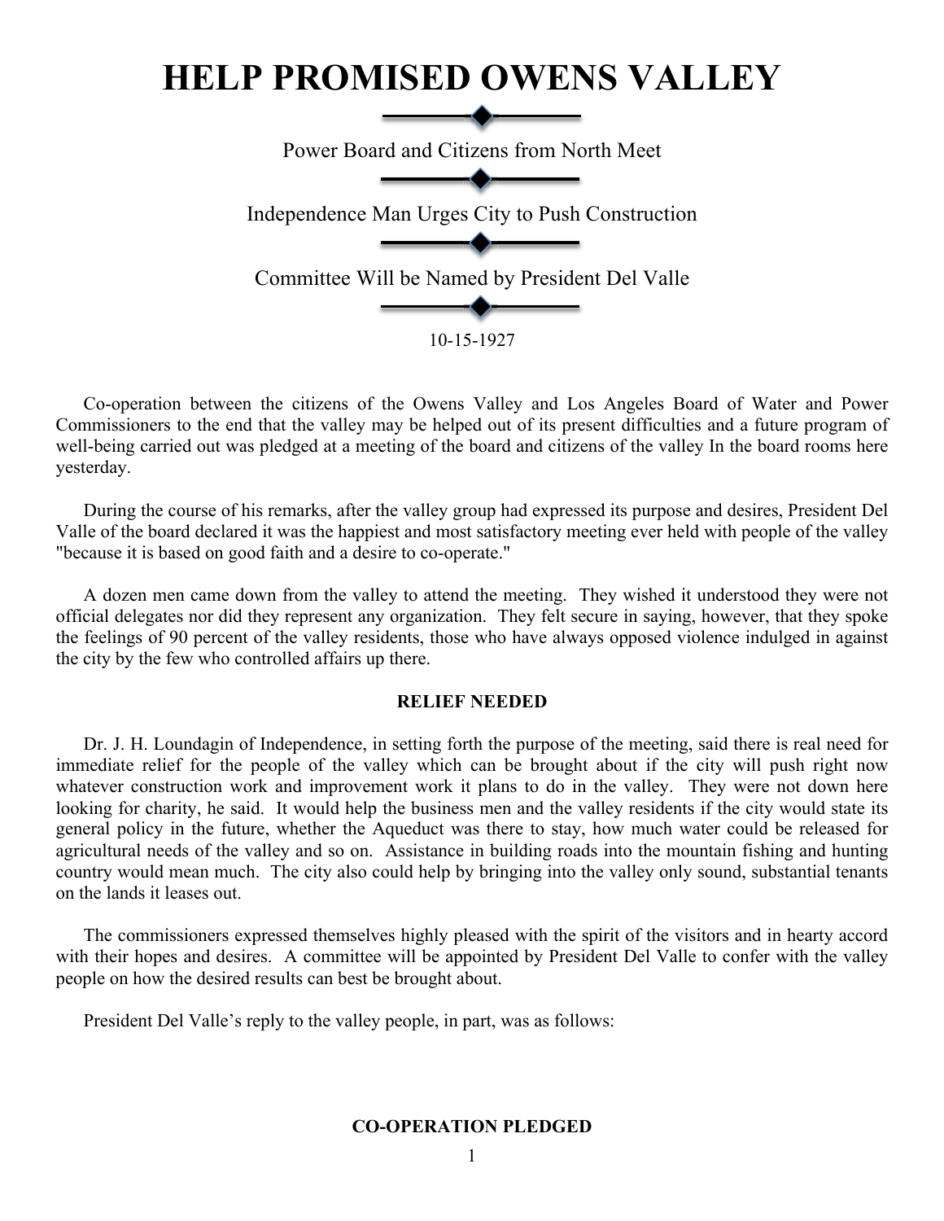# HELP PROMISED OWENS VALLEY

Power Board and Citizens from North Meet

Independence Man Urges City to Push Construction

Committee Will be Named by President Del Valle

10-15-1927

Co-operation between the citizens of the Owens Valley and Los Angeles Board of Water and Power Commissioners to the end that the valley may be helped out of its present difficulties and a future program of well-being carried out was pledged at a meeting of the board and citizens of the valley In the board rooms here yesterday.

During the course of his remarks, after the valley group had expressed its purpose and desires, President Del Valle of the board declared it was the happiest and most satisfactory meeting ever held with people of the valley "because it is based on good faith and a desire to co-operate."

A dozen men came down from the valley to attend the meeting. They wished it understood they were not official delegates nor did they represent any organization. They felt secure in saying, however, that they spoke the feelings of 90 percent of the valley residents, those who have always opposed violence indulged in against the city by the few who controlled affairs up there.

**RELIEF NEEDED**

Dr. J. H. Loundagin of Independence, in setting forth the purpose of the meeting, said there is real need for immediate relief for the people of the valley which can be brought about if the city will push right now whatever construction work and improvement work it plans to do in the valley. They were not down here looking for charity, he said. It would help the business men and the valley residents if the city would state its general policy in the future, whether the Aqueduct was there to stay, how much water could be released for agricultural needs of the valley and so on. Assistance in building roads into the mountain fishing and hunting country would mean much. The city also could help by bringing into the valley only sound, substantial tenants on the lands it leases out.

The commissioners expressed themselves highly pleased with the spirit of the visitors and in hearty accord with their hopes and desires. A committee will be appointed by President Del Valle to confer with the valley people on how the desired results can best be brought about.

President Del Valle's reply to the valley people, in part, was as follows:

**CO-OPERATION PLEDGED**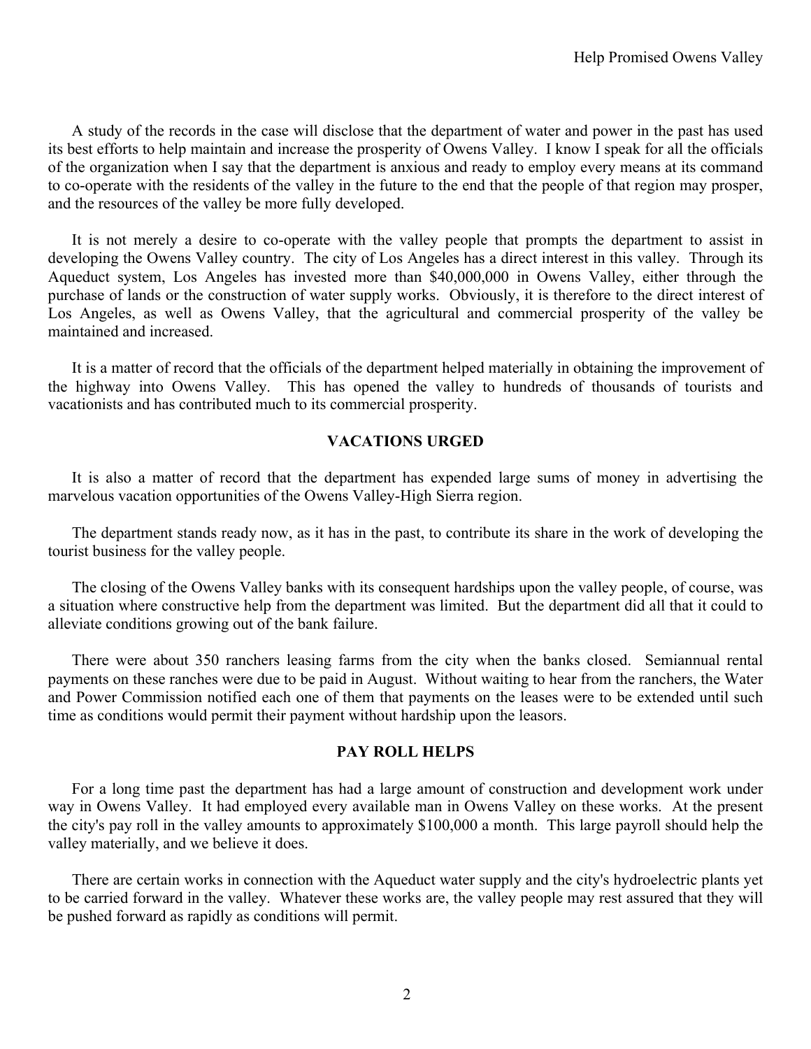A study of the records in the case will disclose that the department of water and power in the past has used its best efforts to help maintain and increase the prosperity of Owens Valley. I know I speak for all the officials of the organization when I say that the department is anxious and ready to employ every means at its command to co-operate with the residents of the valley in the future to the end that the people of that region may prosper, and the resources of the valley be more fully developed.

It is not merely a desire to co-operate with the valley people that prompts the department to assist in developing the Owens Valley country. The city of Los Angeles has a direct interest in this valley. Through its Aqueduct system, Los Angeles has invested more than $40,000,000 in Owens Valley, either through the purchase of lands or the construction of water supply works. Obviously, it is therefore to the direct interest of Los Angeles, as well as Owens Valley, that the agricultural and commercial prosperity of the valley be maintained and increased.

It is a matter of record that the officials of the department helped materially in obtaining the improvement of the highway into Owens Valley. This has opened the valley to hundreds of thousands of tourists and vacationists and has contributed much to its commercial prosperity.

### VACATIONS URGED

It is also a matter of record that the department has expended large sums of money in advertising the marvelous vacation opportunities of the Owens Valley-High Sierra region.

The department stands ready now, as it has in the past, to contribute its share in the work of developing the tourist business for the valley people.

The closing of the Owens Valley banks with its consequent hardships upon the valley people, of course, was a situation where constructive help from the department was limited. But the department did all that it could to alleviate conditions growing out of the bank failure.

There were about 350 ranchers leasing farms from the city when the banks closed. Semiannual rental payments on these ranches were due to be paid in August. Without waiting to hear from the ranchers, the Water and Power Commission notified each one of them that payments on the leases were to be extended until such time as conditions would permit their payment without hardship upon the leasors.

### PAY ROLL HELPS

For a long time past the department has had a large amount of construction and development work under way in Owens Valley. It had employed every available man in Owens Valley on these works. At the present the city's pay roll in the valley amounts to approximately $100,000 a month. This large payroll should help the valley materially, and we believe it does.

There are certain works in connection with the Aqueduct water supply and the city's hydroelectric plants yet to be carried forward in the valley. Whatever these works are, the valley people may rest assured that they will be pushed forward as rapidly as conditions will permit.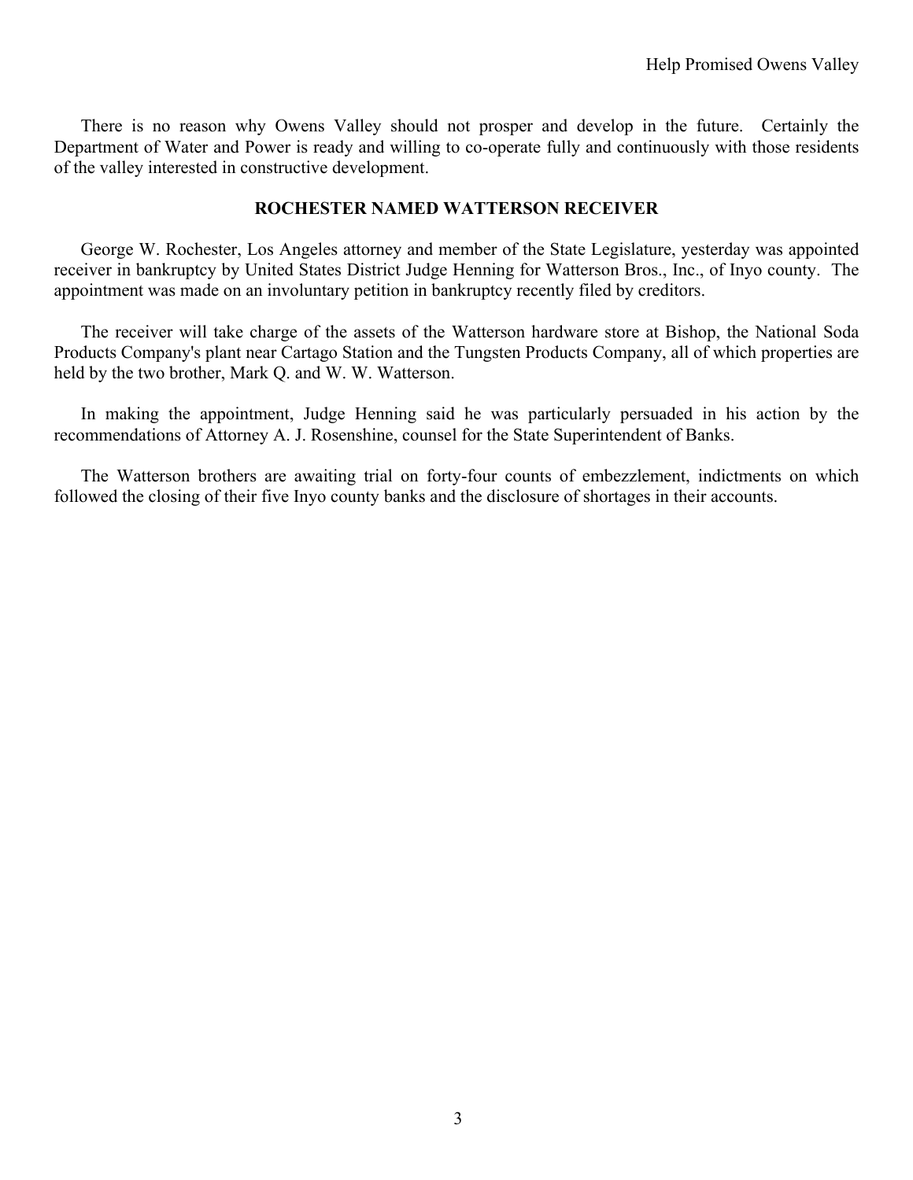There is no reason why Owens Valley should not prosper and develop in the future. Certainly the Department of Water and Power is ready and willing to co-operate fully and continuously with those residents of the valley interested in constructive development.

## ROCHESTER NAMED WATTERSON RECEIVER

George W. Rochester, Los Angeles attorney and member of the State Legislature, yesterday was appointed receiver in bankruptcy by United States District Judge Henning for Watterson Bros., Inc., of Inyo county. The appointment was made on an involuntary petition in bankruptcy recently filed by creditors.

The receiver will take charge of the assets of the Watterson hardware store at Bishop, the National Soda Products Company's plant near Cartago Station and the Tungsten Products Company, all of which properties are held by the two brother, Mark Q. and W. W. Watterson.

In making the appointment, Judge Henning said he was particularly persuaded in his action by the recommendations of Attorney A. J. Rosenshine, counsel for the State Superintendent of Banks.

The Watterson brothers are awaiting trial on forty-four counts of embezzlement, indictments on which followed the closing of their five Inyo county banks and the disclosure of shortages in their accounts.